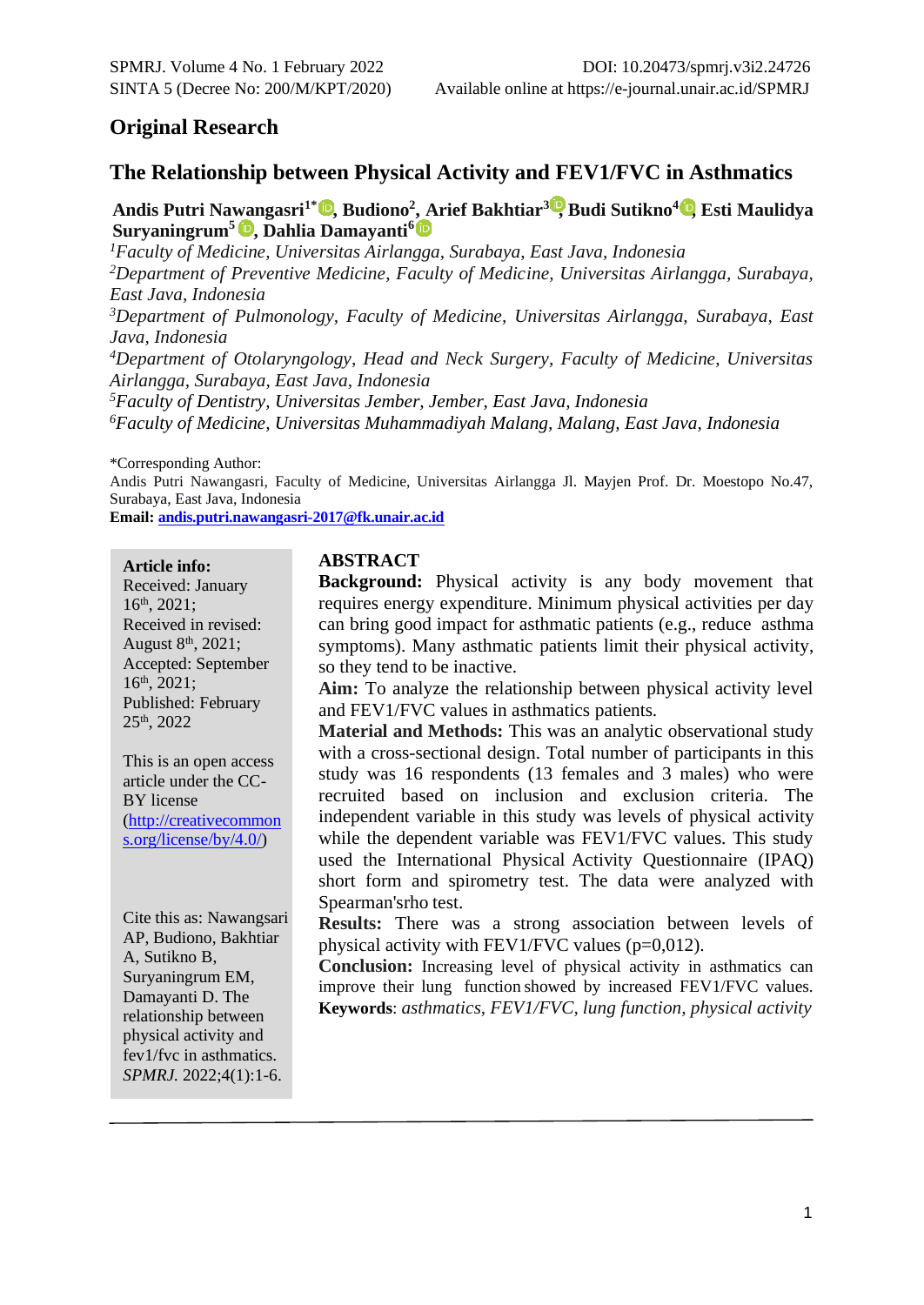Original Research

# The Relationship between Physical Activity and FEV1/FVC in Asthmatics

**Andis Putri Nawangasri[1*], Budiono[2], Arief Bakhtiar[3], Budi Sutikno[4], Esti Maulidya Suryaningrum[5], Dahlia Damayanti[6]**

*[1]Faculty of Medicine, Universitas Airlangga, Surabaya, East Java, Indonesia*
*[2]Department of Preventive Medicine, Faculty of Medicine, Universitas Airlangga, Surabaya, East Java, Indonesia*
*[3]Department of Pulmonology, Faculty of Medicine, Universitas Airlangga, Surabaya, East Java, Indonesia*
*[4]Department of Otolaryngology, Head and Neck Surgery, Faculty of Medicine, Universitas Airlangga, Surabaya, East Java, Indonesia*
*[5]Faculty of Dentistry, Universitas Jember, Jember, East Java, Indonesia*
*[6]Faculty of Medicine, Universitas Muhammadiyah Malang, Malang, East Java, Indonesia*

*Corresponding Author:
Andis Putri Nawangasri, Faculty of Medicine, Universitas Airlangga Jl. Mayjen Prof. Dr. Moestopo No.47, Surabaya, East Java, Indonesia
**Email:** andis.putri.nawangasri-2017@fk.unair.ac.id

**Article info:**
Received: January 16th, 2021;
Received in revised: August 8th, 2021;
Accepted: September 16th, 2021;
Published: February 25th, 2022

This is an open access article under the CC-BY license (http://creativecommons.org/license/by/4.0/)

Cite this as: Nawangsari AP, Budiono, Bakhtiar A, Sutikno B, Suryaningrum EM, Damayanti D. The relationship between physical activity and fev1/fvc in asthmatics. *SPMRJ.* 2022;4(1):1-6.

## ABSTRACT

**Background:** Physical activity is any body movement that requires energy expenditure. Minimum physical activities per day can bring good impact for asthmatic patients (e.g., reduce asthma symptoms). Many asthmatic patients limit their physical activity, so they tend to be inactive.

**Aim:** To analyze the relationship between physical activity level and FEV1/FVC values in asthmatics patients.

**Material and Methods:** This was an analytic observational study with a cross-sectional design. Total number of participants in this study was 16 respondents (13 females and 3 males) who were recruited based on inclusion and exclusion criteria. The independent variable in this study was levels of physical activity while the dependent variable was FEV1/FVC values. This study used the International Physical Activity Questionnaire (IPAQ) short form and spirometry test. The data were analyzed with Spearman'srho test.

**Results:** There was a strong association between levels of physical activity with FEV1/FVC values (p=0,012).

**Conclusion:** Increasing level of physical activity in asthmatics can improve their lung function showed by increased FEV1/FVC values.

**Keywords**: *asthmatics, FEV1/FVC, lung function, physical activity*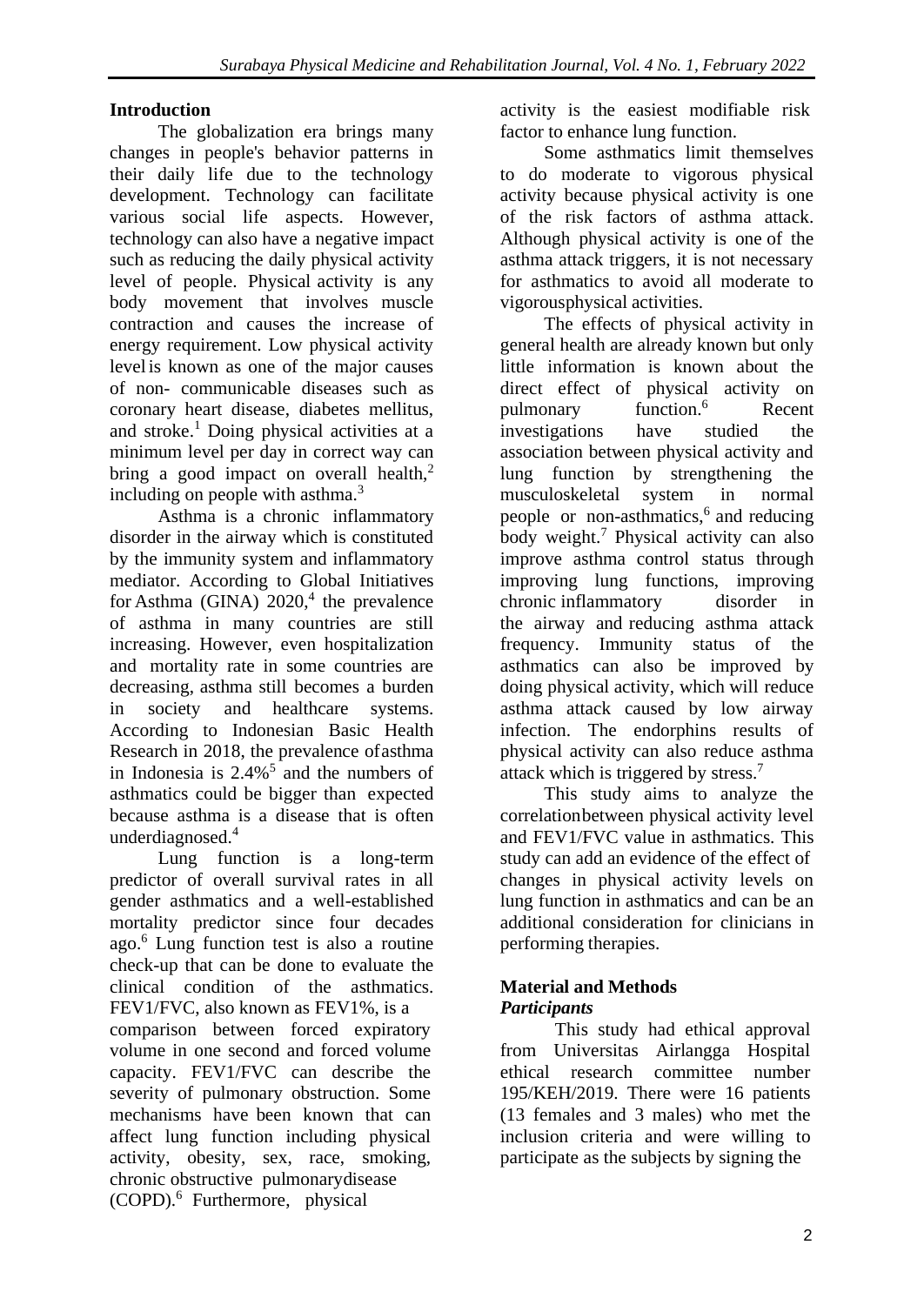## Introduction

The globalization era brings many changes in people's behavior patterns in their daily life due to the technology development. Technology can facilitate various social life aspects. However, technology can also have a negative impact such as reducing the daily physical activity level of people. Physical activity is any body movement that involves muscle contraction and causes the increase of energy requirement. Low physical activity level is known as one of the major causes of non- communicable diseases such as coronary heart disease, diabetes mellitus, and stroke.[1] Doing physical activities at a minimum level per day in correct way can bring a good impact on overall health,[2] including on people with asthma.[3]

Asthma is a chronic inflammatory disorder in the airway which is constituted by the immunity system and inflammatory mediator. According to Global Initiatives for Asthma (GINA) 2020,[4] the prevalence of asthma in many countries are still increasing. However, even hospitalization and mortality rate in some countries are decreasing, asthma still becomes a burden in society and healthcare systems. According to Indonesian Basic Health Research in 2018, the prevalence of asthma in Indonesia is 2.4%[5] and the numbers of asthmatics could be bigger than expected because asthma is a disease that is often underdiagnosed.[4]

Lung function is a long-term predictor of overall survival rates in all gender asthmatics and a well-established mortality predictor since four decades ago.[6] Lung function test is also a routine check-up that can be done to evaluate the clinical condition of the asthmatics. FEV1/FVC, also known as FEV1%, is a comparison between forced expiratory volume in one second and forced volume capacity. FEV1/FVC can describe the severity of pulmonary obstruction. Some mechanisms have been known that can affect lung function including physical activity, obesity, sex, race, smoking, chronic obstructive pulmonary disease (COPD).[6] Furthermore, physical activity is the easiest modifiable risk factor to enhance lung function.

Some asthmatics limit themselves to do moderate to vigorous physical activity because physical activity is one of the risk factors of asthma attack. Although physical activity is one of the asthma attack triggers, it is not necessary for asthmatics to avoid all moderate to vigorous physical activities.

The effects of physical activity in general health are already known but only little information is known about the direct effect of physical activity on pulmonary function.[6] Recent investigations have studied the association between physical activity and lung function by strengthening the musculoskeletal system in normal people or non-asthmatics,[6] and reducing body weight.[7] Physical activity can also improve asthma control status through improving lung functions, improving chronic inflammatory disorder in the airway and reducing asthma attack frequency. Immunity status of the asthmatics can also be improved by doing physical activity, which will reduce asthma attack caused by low airway infection. The endorphins results of physical activity can also reduce asthma attack which is triggered by stress.[7]

This study aims to analyze the correlation between physical activity level and FEV1/FVC value in asthmatics. This study can add an evidence of the effect of changes in physical activity levels on lung function in asthmatics and can be an additional consideration for clinicians in performing therapies.

## Material and Methods

### *Participants*

This study had ethical approval from Universitas Airlangga Hospital ethical research committee number 195/KEH/2019. There were 16 patients (13 females and 3 males) who met the inclusion criteria and were willing to participate as the subjects by signing the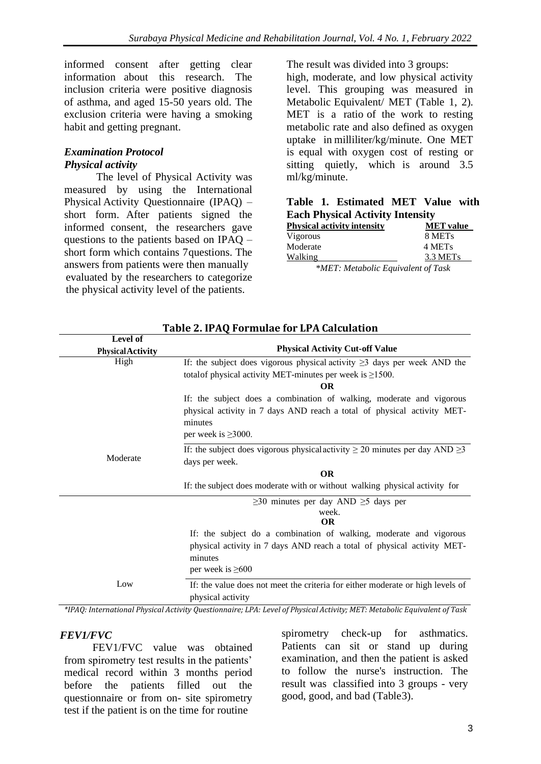informed consent after getting clear information about this research. The inclusion criteria were positive diagnosis of asthma, and aged 15-50 years old. The exclusion criteria were having a smoking habit and getting pregnant.

### *Examination Protocol*

#### *Physical activity*

The level of Physical Activity was measured by using the International Physical Activity Questionnaire (IPAQ) – short form. After patients signed the informed consent, the researchers gave questions to the patients based on IPAQ – short form which contains 7questions. The answers from patients were then manually evaluated by the researchers to categorize the physical activity level of the patients.

The result was divided into 3 groups: high, moderate, and low physical activity level. This grouping was measured in Metabolic Equivalent/ MET (Table 1, 2). MET is a ratio of the work to resting metabolic rate and also defined as oxygen uptake in milliliter/kg/minute. One MET is equal with oxygen cost of resting or sitting quietly, which is around 3.5 ml/kg/minute.

**Table 1. Estimated MET Value with Each Physical Activity Intensity**

| Physical activity intensity | MET value |
|---|---|
| Vigorous | 8 METs |
| Moderate | 4 METs |
| Walking | 3.3 METs |

*\*MET: Metabolic Equivalent of Task*

**Table 2. IPAQ Formulae for LPA Calculation**

| Level of Physical Activity | Physical Activity Cut-off Value |
|---|---|
| High | If: the subject does vigorous physical activity ≥3 days per week AND the totalof physical activity MET-minutes per week is ≥1500.<br>**OR**<br>If: the subject does a combination of walking, moderate and vigorous physical activity in 7 days AND reach a total of physical activity MET-minutes per week is ≥3000. |
| Moderate | If: the subject does vigorous physicalactivity ≥ 20 minutes per day AND ≥3 days per week.<br>**OR**<br>If: the subject does moderate with or without walking physical activity for ≥30 minutes per day AND ≥5 days per week.<br>**OR**<br>If: the subject do a combination of walking, moderate and vigorous physical activity in 7 days AND reach a total of physical activity MET-minutes per week is ≥600 |
| Low | If: the value does not meet the criteria for either moderate or high levels of physical activity |

*\*IPAQ: International Physical Activity Questionnaire; LPA: Level of Physical Activity; MET: Metabolic Equivalent of Task*

#### *FEV1/FVC*

FEV1/FVC value was obtained from spirometry test results in the patients' medical record within 3 months period before the patients filled out the questionnaire or from on- site spirometry test if the patient is on the time for routine spirometry check-up for asthmatics. Patients can sit or stand up during examination, and then the patient is asked to follow the nurse's instruction. The result was classified into 3 groups - very good, good, and bad (Table3).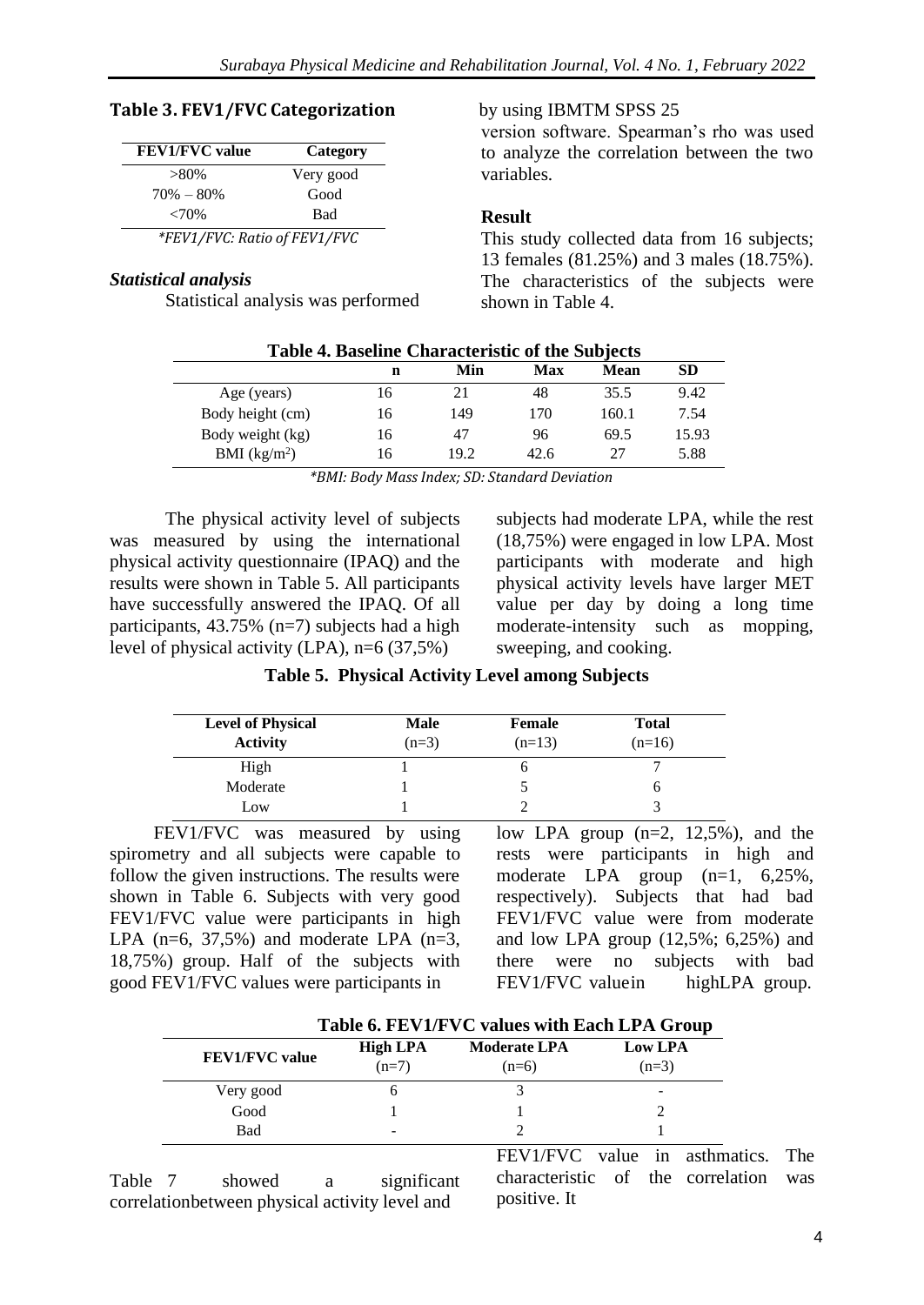**Table 3. FEV1/FVC Categorization**

| FEV1/FVC value | Category |
|---|---|
| >80% | Very good |
| 70% – 80% | Good |
| <70% | Bad |

*\*FEV1/FVC: Ratio of FEV1/FVC*

### *Statistical analysis*

Statistical analysis was performed by using IBMTM SPSS 25 version software. Spearman's rho was used to analyze the correlation between the two variables.

### Result

This study collected data from 16 subjects; 13 females (81.25%) and 3 males (18.75%). The characteristics of the subjects were shown in Table 4.

**Table 4. Baseline Characteristic of the Subjects**

| | n | Min | Max | Mean | SD |
|---|---|---|---|---|---|
| Age (years) | 16 | 21 | 48 | 35.5 | 9.42 |
| Body height (cm) | 16 | 149 | 170 | 160.1 | 7.54 |
| Body weight (kg) | 16 | 47 | 96 | 69.5 | 15.93 |
| BMI ($kg/m^2$) | 16 | 19.2 | 42.6 | 27 | 5.88 |

*\*BMI: Body Mass Index; SD: Standard Deviation*

The physical activity level of subjects was measured by using the international physical activity questionnaire (IPAQ) and the results were shown in Table 5. All participants have successfully answered the IPAQ. Of all participants, 43.75% (n=7) subjects had a high level of physical activity (LPA), n=6 (37,5%) subjects had moderate LPA, while the rest (18,75%) were engaged in low LPA. Most participants with moderate and high physical activity levels have larger MET value per day by doing a long time moderate-intensity such as mopping, sweeping, and cooking.

**Table 5. Physical Activity Level among Subjects**

| Level of Physical Activity | Male (n=3) | Female (n=13) | Total (n=16) |
|---|---|---|---|
| High | 1 | 6 | 7 |
| Moderate | 1 | 5 | 6 |
| Low | 1 | 2 | 3 |

FEV1/FVC was measured by using spirometry and all subjects were capable to follow the given instructions. The results were shown in Table 6. Subjects with very good FEV1/FVC value were participants in high LPA (n=6, 37,5%) and moderate LPA (n=3, 18,75%) group. Half of the subjects with good FEV1/FVC values were participants in low LPA group (n=2, 12,5%), and the rests were participants in high and moderate LPA group (n=1, 6,25%, respectively). Subjects that had bad FEV1/FVC value were from moderate and low LPA group (12,5%; 6,25%) and there were no subjects with bad FEV1/FVC valuein highLPA group.

**Table 6. FEV1/FVC values with Each LPA Group**

| FEV1/FVC value | High LPA (n=7) | Moderate LPA (n=6) | Low LPA (n=3) |
|---|---|---|---|
| Very good | 6 | 3 | - |
| Good | 1 | 1 | 2 |
| Bad | - | 2 | 1 |

Table 7 showed a significant correlationbetween physical activity level and FEV1/FVC value in asthmatics. The characteristic of the correlation was positive. It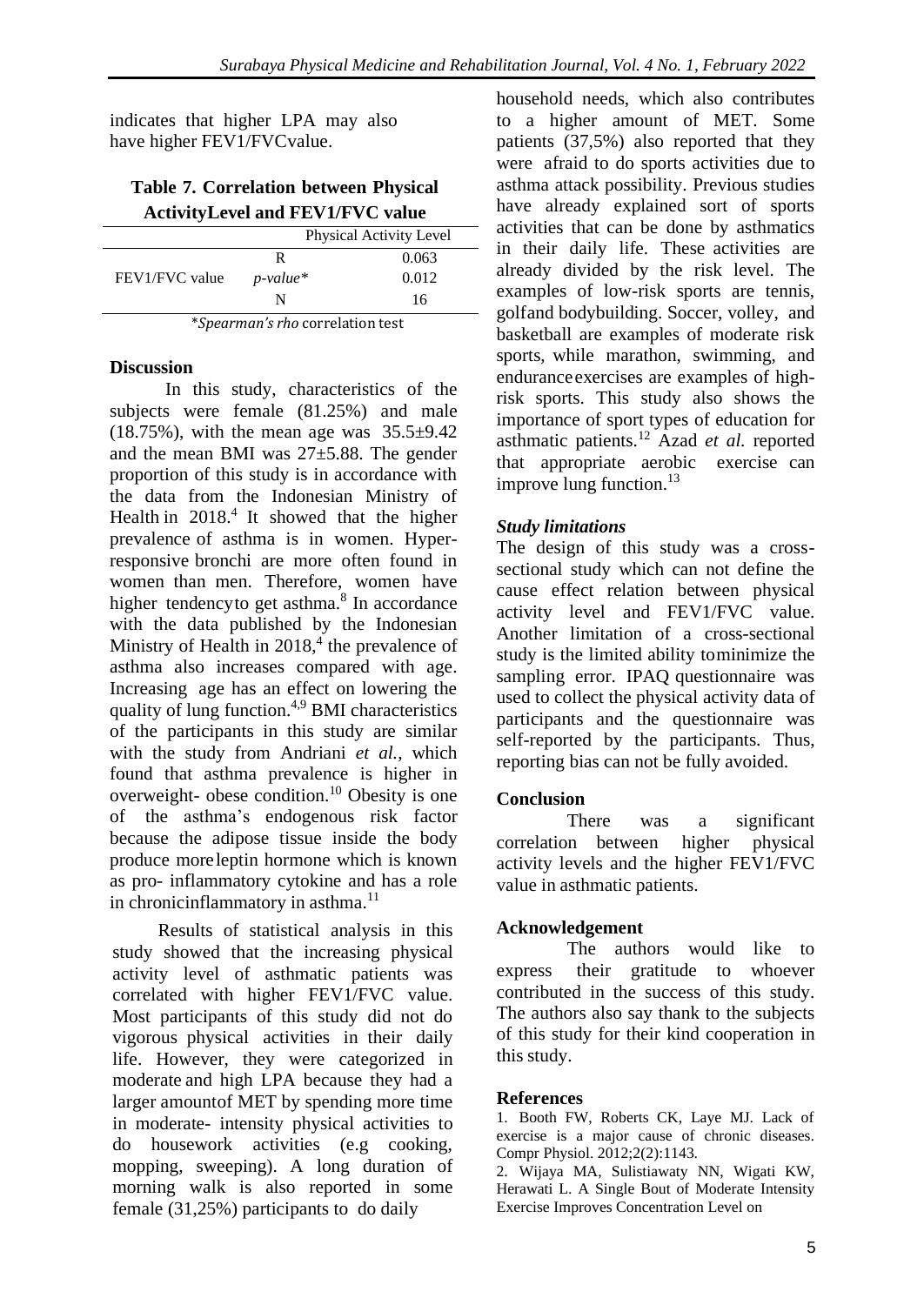indicates that higher LPA may also have higher FEV1/FVCvalue.

**Table 7. Correlation between Physical ActivityLevel and FEV1/FVC value**

| | | Physical Activity Level |
|---|---|---|
| FEV1/FVC value | R | 0.063 |
| | *p-value** | 0.012 |
| | N | 16 |

**Spearman's rho* correlation test

## Discussion

In this study, characteristics of the subjects were female (81.25%) and male (18.75%), with the mean age was 35.5±9.42 and the mean BMI was 27±5.88. The gender proportion of this study is in accordance with the data from the Indonesian Ministry of Health in 2018.[4] It showed that the higher prevalence of asthma is in women. Hyper-responsive bronchi are more often found in women than men. Therefore, women have higher tendencyto get asthma.[8] In accordance with the data published by the Indonesian Ministry of Health in 2018,[4] the prevalence of asthma also increases compared with age. Increasing age has an effect on lowering the quality of lung function.[4,9] BMI characteristics of the participants in this study are similar with the study from Andriani *et al.*, which found that asthma prevalence is higher in overweight- obese condition.[10] Obesity is one of the asthma's endogenous risk factor because the adipose tissue inside the body produce moreleptin hormone which is known as pro- inflammatory cytokine and has a role in chronicinflammatory in asthma.[11]

Results of statistical analysis in this study showed that the increasing physical activity level of asthmatic patients was correlated with higher FEV1/FVC value. Most participants of this study did not do vigorous physical activities in their daily life. However, they were categorized in moderate and high LPA because they had a larger amountof MET by spending more time in moderate- intensity physical activities to do housework activities (e.g cooking, mopping, sweeping). A long duration of morning walk is also reported in some female (31,25%) participants to do daily household needs, which also contributes to a higher amount of MET. Some patients (37,5%) also reported that they were afraid to do sports activities due to asthma attack possibility. Previous studies have already explained sort of sports activities that can be done by asthmatics in their daily life. These activities are already divided by the risk level. The examples of low-risk sports are tennis, golfand bodybuilding. Soccer, volley, and basketball are examples of moderate risk sports, while marathon, swimming, and enduranceexercises are examples of high-risk sports. This study also shows the importance of sport types of education for asthmatic patients.[12] Azad *et al.* reported that appropriate aerobic exercise can improve lung function.[13]

### *Study limitations*

The design of this study was a cross-sectional study which can not define the cause effect relation between physical activity level and FEV1/FVC value. Another limitation of a cross-sectional study is the limited ability tominimize the sampling error. IPAQ questionnaire was used to collect the physical activity data of participants and the questionnaire was self-reported by the participants. Thus, reporting bias can not be fully avoided.

## Conclusion

There was a significant correlation between higher physical activity levels and the higher FEV1/FVC value in asthmatic patients.

## Acknowledgement

The authors would like to express their gratitude to whoever contributed in the success of this study. The authors also say thank to the subjects of this study for their kind cooperation in this study.

## References

1. Booth FW, Roberts CK, Laye MJ. Lack of exercise is a major cause of chronic diseases. Compr Physiol. 2012;2(2):1143.
2. Wijaya MA, Sulistiawaty NN, Wigati KW, Herawati L. A Single Bout of Moderate Intensity Exercise Improves Concentration Level on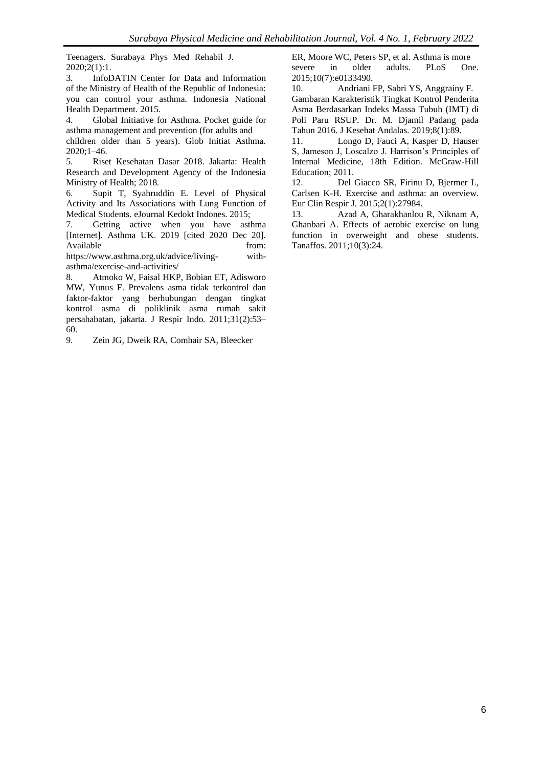Teenagers. Surabaya Phys Med Rehabil J. 2020;2(1):1.

3. InfoDATIN Center for Data and Information of the Ministry of Health of the Republic of Indonesia: you can control your asthma. Indonesia National Health Department. 2015.

4. Global Initiative for Asthma. Pocket guide for asthma management and prevention (for adults and children older than 5 years). Glob Initiat Asthma. 2020;1–46.

5. Riset Kesehatan Dasar 2018. Jakarta: Health Research and Development Agency of the Indonesia Ministry of Health; 2018.

6. Supit T, Syahruddin E. Level of Physical Activity and Its Associations with Lung Function of Medical Students. eJournal Kedokt Indones. 2015;

7. Getting active when you have asthma [Internet]. Asthma UK. 2019 [cited 2020 Dec 20]. Available from: https://www.asthma.org.uk/advice/living-with-asthma/exercise-and-activities/

8. Atmoko W, Faisal HKP, Bobian ET, Adisworo MW, Yunus F. Prevalens asma tidak terkontrol dan faktor-faktor yang berhubungan dengan tingkat kontrol asma di poliklinik asma rumah sakit persahabatan, jakarta. J Respir Indo. 2011;31(2):53–60.

9. Zein JG, Dweik RA, Comhair SA, Bleecker ER, Moore WC, Peters SP, et al. Asthma is more severe in older adults. PLoS One. 2015;10(7):e0133490.

10. Andriani FP, Sabri YS, Anggrainy F. Gambaran Karakteristik Tingkat Kontrol Penderita Asma Berdasarkan Indeks Massa Tubuh (IMT) di Poli Paru RSUP. Dr. M. Djamil Padang pada Tahun 2016. J Kesehat Andalas. 2019;8(1):89.

11. Longo D, Fauci A, Kasper D, Hauser S, Jameson J, Loscalzo J. Harrison's Principles of Internal Medicine, 18th Edition. McGraw-Hill Education; 2011.

12. Del Giacco SR, Firinu D, Bjermer L, Carlsen K-H. Exercise and asthma: an overview. Eur Clin Respir J. 2015;2(1):27984.

13. Azad A, Gharakhanlou R, Niknam A, Ghanbari A. Effects of aerobic exercise on lung function in overweight and obese students. Tanaffos. 2011;10(3):24.